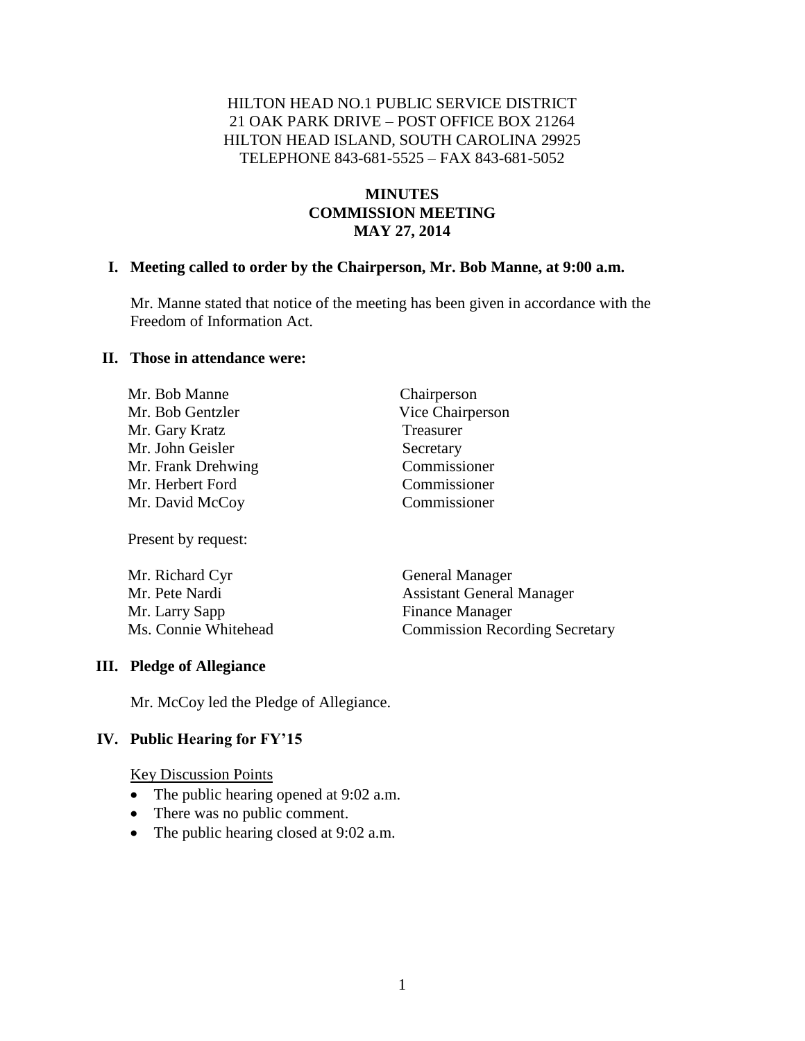HILTON HEAD NO.1 PUBLIC SERVICE DISTRICT
21 OAK PARK DRIVE – POST OFFICE BOX 21264
HILTON HEAD ISLAND, SOUTH CAROLINA 29925
TELEPHONE 843-681-5525 – FAX 843-681-5052

# MINUTES
# COMMISSION MEETING
# MAY 27, 2014

## I. Meeting called to order by the Chairperson, Mr. Bob Manne, at 9:00 a.m.

Mr. Manne stated that notice of the meeting has been given in accordance with the Freedom of Information Act.

## II. Those in attendance were:

| | |
|---|---|
| Mr. Bob Manne | Chairperson |
| Mr. Bob Gentzler | Vice Chairperson |
| Mr. Gary Kratz | Treasurer |
| Mr. John Geisler | Secretary |
| Mr. Frank Drehwing | Commissioner |
| Mr. Herbert Ford | Commissioner |
| Mr. David McCoy | Commissioner |

Present by request:

| | |
|---|---|
| Mr. Richard Cyr | General Manager |
| Mr. Pete Nardi | Assistant General Manager |
| Mr. Larry Sapp | Finance Manager |
| Ms. Connie Whitehead | Commission Recording Secretary |

## III. Pledge of Allegiance

Mr. McCoy led the Pledge of Allegiance.

## IV. Public Hearing for FY'15

Key Discussion Points

- The public hearing opened at 9:02 a.m.
- There was no public comment.
- The public hearing closed at 9:02 a.m.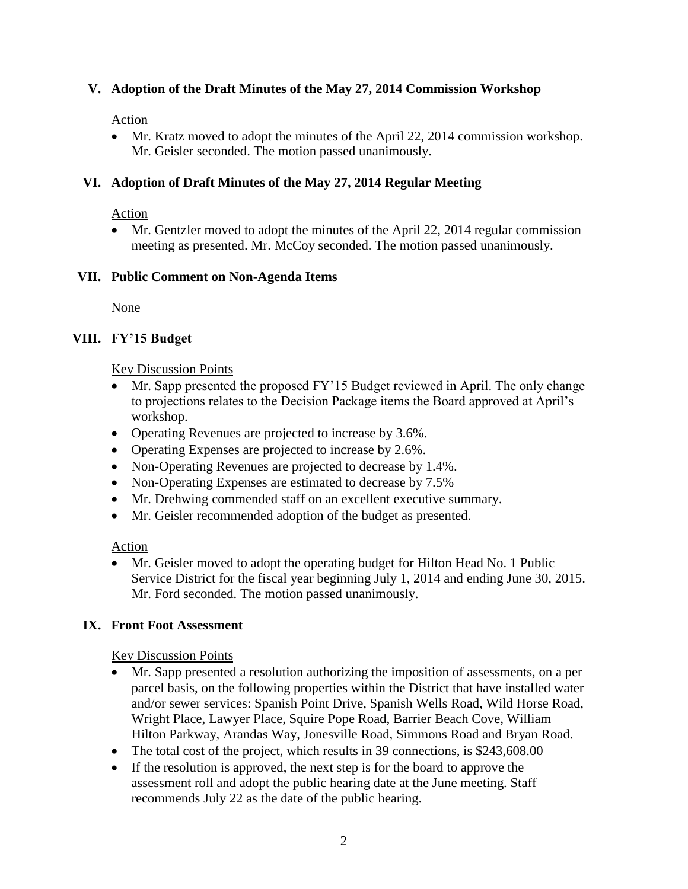## V. Adoption of the Draft Minutes of the May 27, 2014 Commission Workshop

Action

- Mr. Kratz moved to adopt the minutes of the April 22, 2014 commission workshop. Mr. Geisler seconded. The motion passed unanimously.

## VI. Adoption of Draft Minutes of the May 27, 2014 Regular Meeting

Action

- Mr. Gentzler moved to adopt the minutes of the April 22, 2014 regular commission meeting as presented. Mr. McCoy seconded. The motion passed unanimously.

## VII. Public Comment on Non-Agenda Items

None

## VIII. FY'15 Budget

Key Discussion Points

- Mr. Sapp presented the proposed FY'15 Budget reviewed in April. The only change to projections relates to the Decision Package items the Board approved at April's workshop.
- Operating Revenues are projected to increase by 3.6%.
- Operating Expenses are projected to increase by 2.6%.
- Non-Operating Revenues are projected to decrease by 1.4%.
- Non-Operating Expenses are estimated to decrease by 7.5%
- Mr. Drehwing commended staff on an excellent executive summary.
- Mr. Geisler recommended adoption of the budget as presented.

Action

- Mr. Geisler moved to adopt the operating budget for Hilton Head No. 1 Public Service District for the fiscal year beginning July 1, 2014 and ending June 30, 2015. Mr. Ford seconded. The motion passed unanimously.

## IX. Front Foot Assessment

Key Discussion Points

- Mr. Sapp presented a resolution authorizing the imposition of assessments, on a per parcel basis, on the following properties within the District that have installed water and/or sewer services: Spanish Point Drive, Spanish Wells Road, Wild Horse Road, Wright Place, Lawyer Place, Squire Pope Road, Barrier Beach Cove, William Hilton Parkway, Arandas Way, Jonesville Road, Simmons Road and Bryan Road.
- The total cost of the project, which results in 39 connections, is $243,608.00
- If the resolution is approved, the next step is for the board to approve the assessment roll and adopt the public hearing date at the June meeting. Staff recommends July 22 as the date of the public hearing.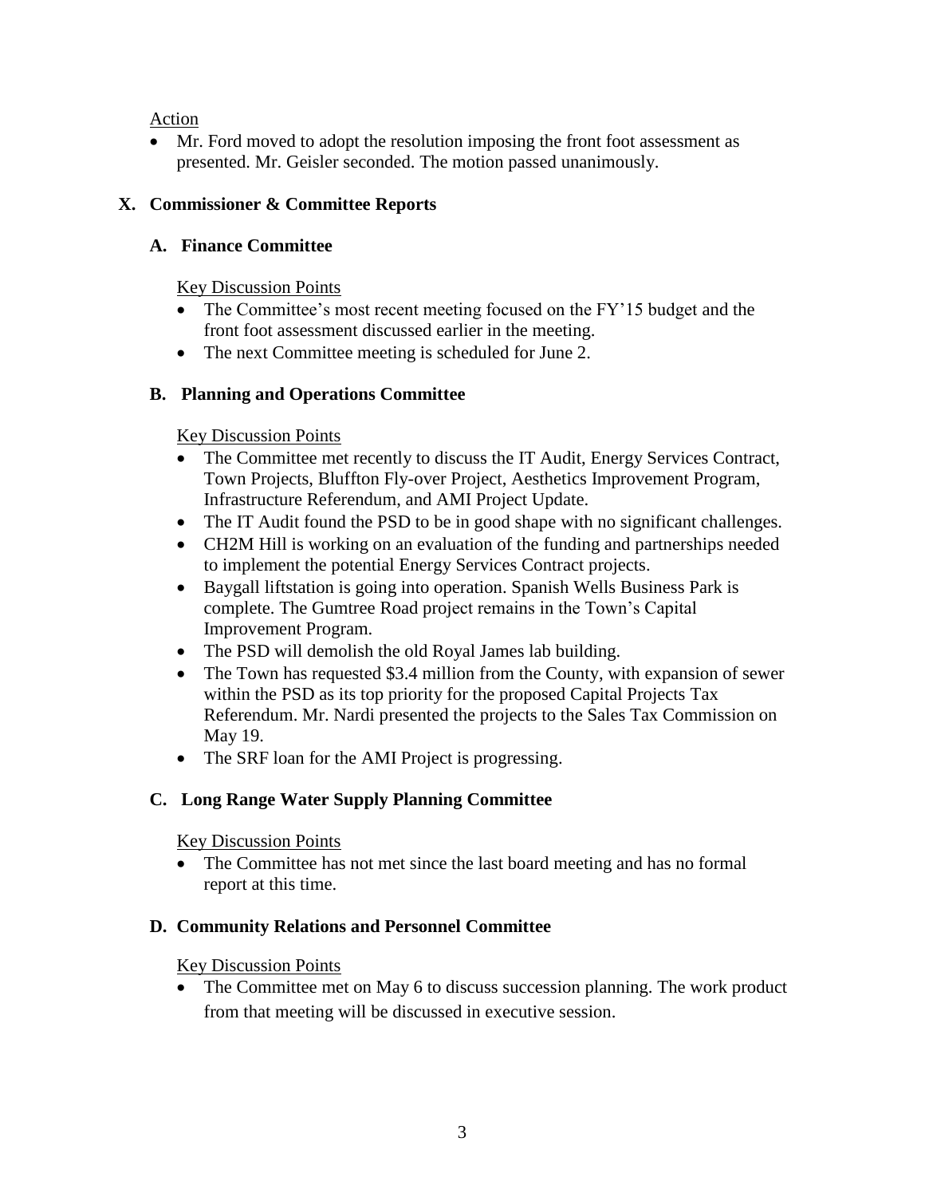Action

- Mr. Ford moved to adopt the resolution imposing the front foot assessment as presented. Mr. Geisler seconded. The motion passed unanimously.

## X. Commissioner & Committee Reports

### A. Finance Committee

Key Discussion Points

- The Committee's most recent meeting focused on the FY'15 budget and the front foot assessment discussed earlier in the meeting.
- The next Committee meeting is scheduled for June 2.

### B. Planning and Operations Committee

Key Discussion Points

- The Committee met recently to discuss the IT Audit, Energy Services Contract, Town Projects, Bluffton Fly-over Project, Aesthetics Improvement Program, Infrastructure Referendum, and AMI Project Update.
- The IT Audit found the PSD to be in good shape with no significant challenges.
- CH2M Hill is working on an evaluation of the funding and partnerships needed to implement the potential Energy Services Contract projects.
- Baygall liftstation is going into operation. Spanish Wells Business Park is complete. The Gumtree Road project remains in the Town's Capital Improvement Program.
- The PSD will demolish the old Royal James lab building.
- The Town has requested $3.4 million from the County, with expansion of sewer within the PSD as its top priority for the proposed Capital Projects Tax Referendum. Mr. Nardi presented the projects to the Sales Tax Commission on May 19.
- The SRF loan for the AMI Project is progressing.

### C. Long Range Water Supply Planning Committee

Key Discussion Points

- The Committee has not met since the last board meeting and has no formal report at this time.

### D. Community Relations and Personnel Committee

Key Discussion Points

- The Committee met on May 6 to discuss succession planning. The work product from that meeting will be discussed in executive session.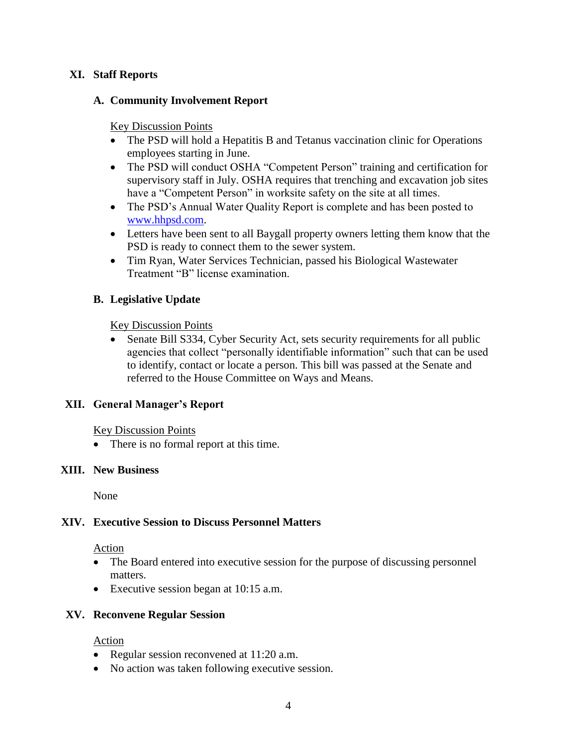## XI. Staff Reports

### A. Community Involvement Report

Key Discussion Points

- The PSD will hold a Hepatitis B and Tetanus vaccination clinic for Operations employees starting in June.
- The PSD will conduct OSHA "Competent Person" training and certification for supervisory staff in July. OSHA requires that trenching and excavation job sites have a "Competent Person" in worksite safety on the site at all times.
- The PSD's Annual Water Quality Report is complete and has been posted to www.hhpsd.com.
- Letters have been sent to all Baygall property owners letting them know that the PSD is ready to connect them to the sewer system.
- Tim Ryan, Water Services Technician, passed his Biological Wastewater Treatment "B" license examination.

### B. Legislative Update

Key Discussion Points

- Senate Bill S334, Cyber Security Act, sets security requirements for all public agencies that collect "personally identifiable information" such that can be used to identify, contact or locate a person. This bill was passed at the Senate and referred to the House Committee on Ways and Means.

## XII. General Manager's Report

Key Discussion Points

- There is no formal report at this time.

## XIII. New Business

None

## XIV. Executive Session to Discuss Personnel Matters

Action

- The Board entered into executive session for the purpose of discussing personnel matters.
- Executive session began at 10:15 a.m.

## XV. Reconvene Regular Session

Action

- Regular session reconvened at 11:20 a.m.
- No action was taken following executive session.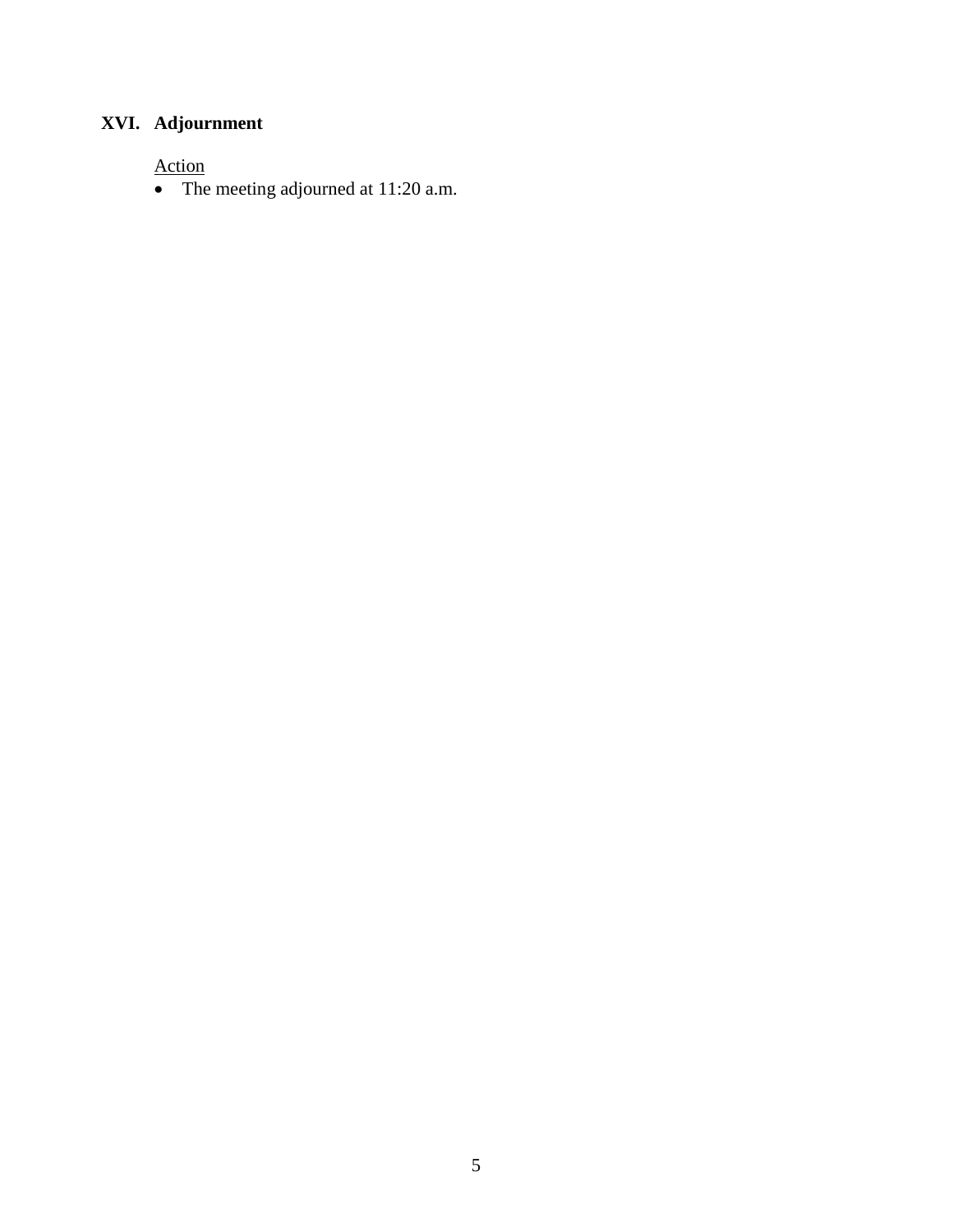## XVI. Adjournment

Action

- The meeting adjourned at 11:20 a.m.